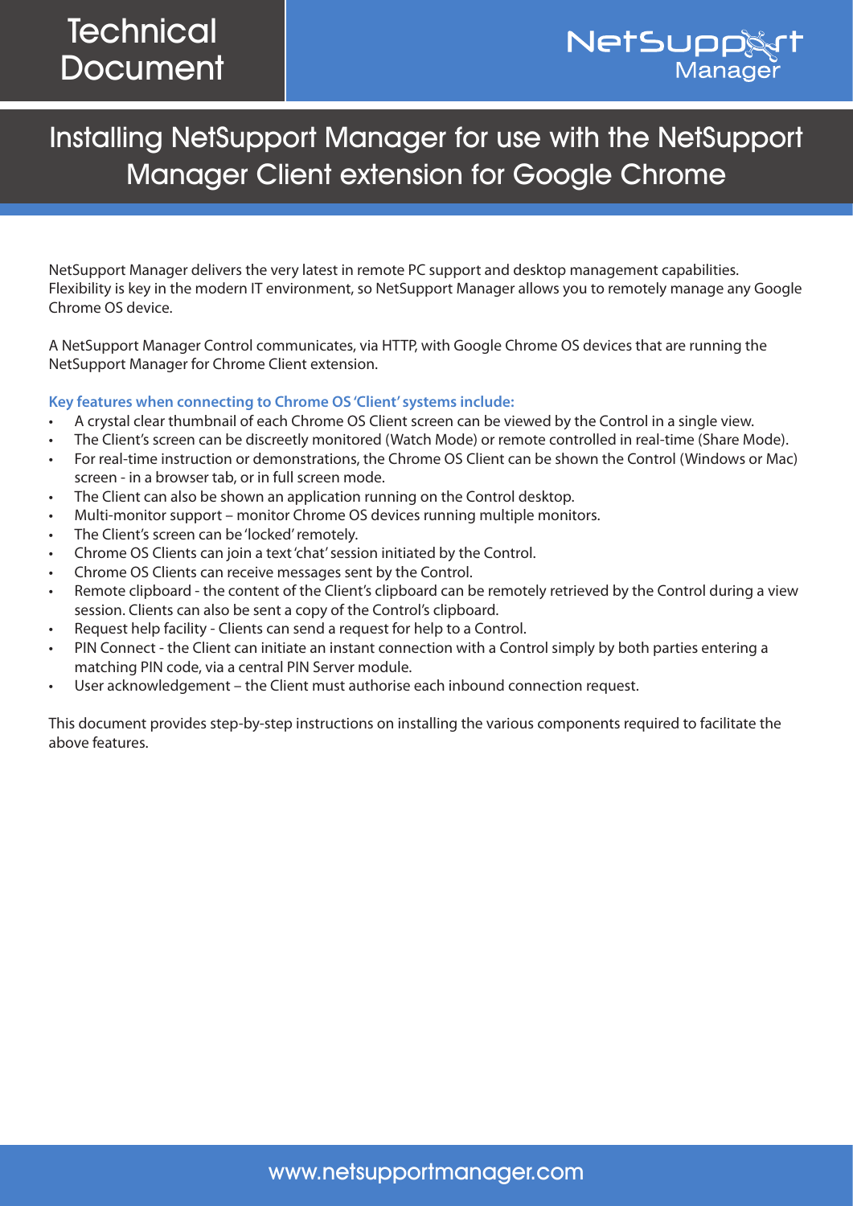Technical Document

NetSupport Manager

# Installing NetSupport Manager for use with the NetSupport Manager Client extension for Google Chrome

NetSupport Manager delivers the very latest in remote PC support and desktop management capabilities. Flexibility is key in the modern IT environment, so NetSupport Manager allows you to remotely manage any Google Chrome OS device.

A NetSupport Manager Control communicates, via HTTP, with Google Chrome OS devices that are running the NetSupport Manager for Chrome Client extension.

**Key features when connecting to Chrome OS 'Client' systems include:**

- A crystal clear thumbnail of each Chrome OS Client screen can be viewed by the Control in a single view.
- The Client's screen can be discreetly monitored (Watch Mode) or remote controlled in real-time (Share Mode).
- For real-time instruction or demonstrations, the Chrome OS Client can be shown the Control (Windows or Mac) screen - in a browser tab, or in full screen mode.
- The Client can also be shown an application running on the Control desktop.
- Multi-monitor support – monitor Chrome OS devices running multiple monitors.
- The Client's screen can be 'locked' remotely.
- Chrome OS Clients can join a text 'chat' session initiated by the Control.
- Chrome OS Clients can receive messages sent by the Control.
- Remote clipboard - the content of the Client's clipboard can be remotely retrieved by the Control during a view session. Clients can also be sent a copy of the Control's clipboard.
- Request help facility - Clients can send a request for help to a Control.
- PIN Connect - the Client can initiate an instant connection with a Control simply by both parties entering a matching PIN code, via a central PIN Server module.
- User acknowledgement – the Client must authorise each inbound connection request.

This document provides step-by-step instructions on installing the various components required to facilitate the above features.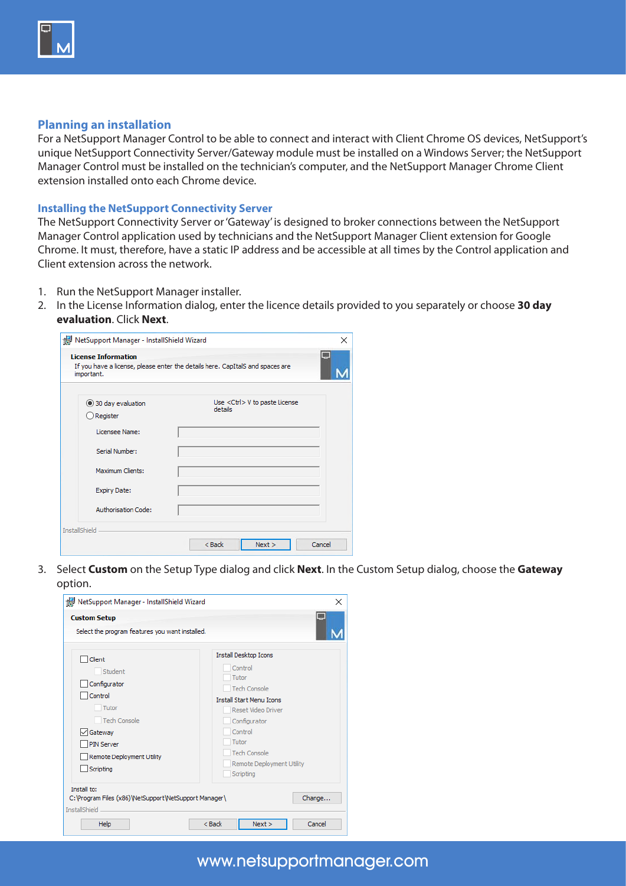## Planning an installation

For a NetSupport Manager Control to be able to connect and interact with Client Chrome OS devices, NetSupport's unique NetSupport Connectivity Server/Gateway module must be installed on a Windows Server; the NetSupport Manager Control must be installed on the technician's computer, and the NetSupport Manager Chrome Client extension installed onto each Chrome device.

### Installing the NetSupport Connectivity Server

The NetSupport Connectivity Server or 'Gateway' is designed to broker connections between the NetSupport Manager Control application used by technicians and the NetSupport Manager Client extension for Google Chrome. It must, therefore, have a static IP address and be accessible at all times by the Control application and Client extension across the network.

1. Run the NetSupport Manager installer.
2. In the License Information dialog, enter the licence details provided to you separately or choose **30 day evaluation**. Click **Next**.
3. Select **Custom** on the Setup Type dialog and click **Next**. In the Custom Setup dialog, choose the **Gateway** option.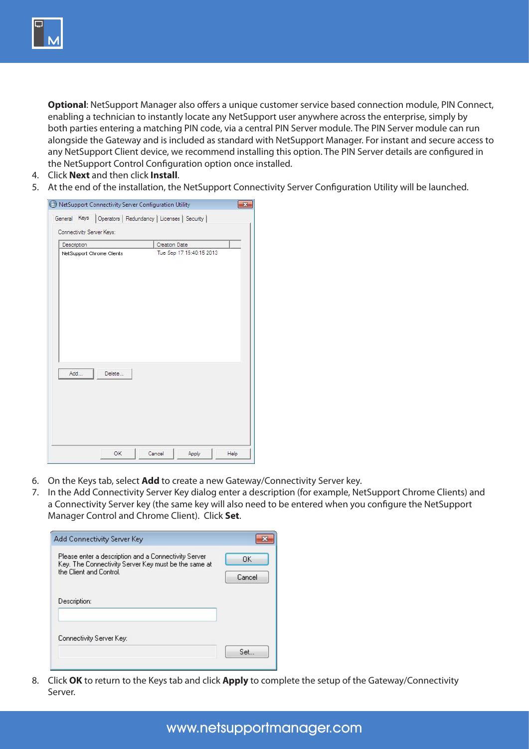**Optional**: NetSupport Manager also offers a unique customer service based connection module, PIN Connect, enabling a technician to instantly locate any NetSupport user anywhere across the enterprise, simply by both parties entering a matching PIN code, via a central PIN Server module. The PIN Server module can run alongside the Gateway and is included as standard with NetSupport Manager. For instant and secure access to any NetSupport Client device, we recommend installing this option. The PIN Server details are configured in the NetSupport Control Configuration option once installed.

4. Click **Next** and then click **Install**.
5. At the end of the installation, the NetSupport Connectivity Server Configuration Utility will be launched.

6. On the Keys tab, select **Add** to create a new Gateway/Connectivity Server key.
7. In the Add Connectivity Server Key dialog enter a description (for example, NetSupport Chrome Clients) and a Connectivity Server key (the same key will also need to be entered when you configure the NetSupport Manager Control and Chrome Client). Click **Set**.

8. Click **OK** to return to the Keys tab and click **Apply** to complete the setup of the Gateway/Connectivity Server.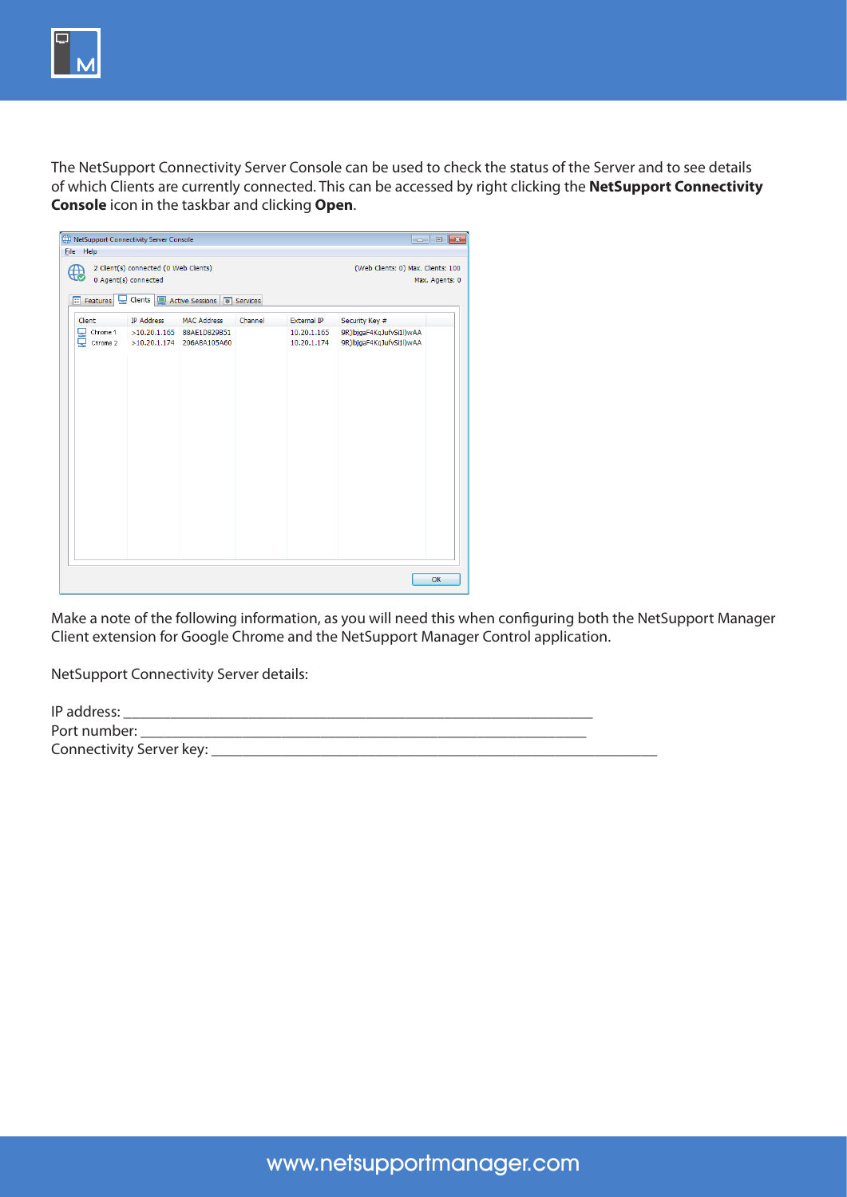The NetSupport Connectivity Server Console can be used to check the status of the Server and to see details of which Clients are currently connected. This can be accessed by right clicking the **NetSupport Connectivity Console** icon in the taskbar and clicking **Open**.

Make a note of the following information, as you will need this when configuring both the NetSupport Manager Client extension for Google Chrome and the NetSupport Manager Control application.

NetSupport Connectivity Server details:

IP address: ___________________________________________________________
Port number: _________________________________________________________
Connectivity Server key: _______________________________________________________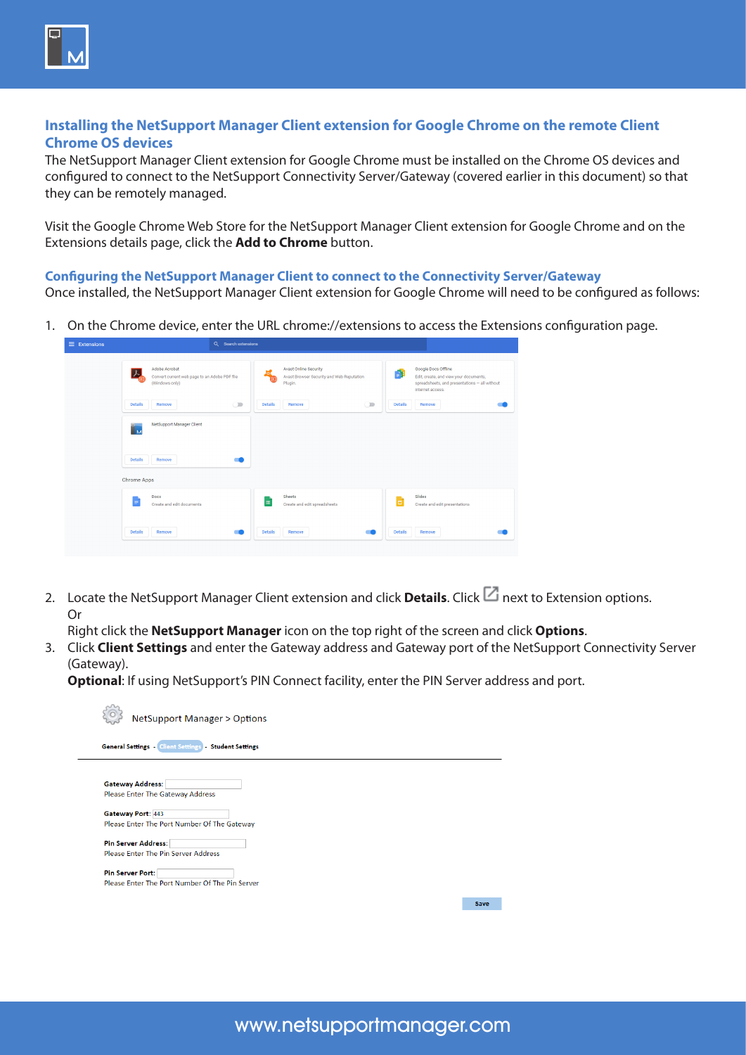## Installing the NetSupport Manager Client extension for Google Chrome on the remote Client Chrome OS devices

The NetSupport Manager Client extension for Google Chrome must be installed on the Chrome OS devices and configured to connect to the NetSupport Connectivity Server/Gateway (covered earlier in this document) so that they can be remotely managed.

Visit the Google Chrome Web Store for the NetSupport Manager Client extension for Google Chrome and on the Extensions details page, click the **Add to Chrome** button.

### Configuring the NetSupport Manager Client to connect to the Connectivity Server/Gateway

Once installed, the NetSupport Manager Client extension for Google Chrome will need to be configured as follows:

1. On the Chrome device, enter the URL chrome://extensions to access the Extensions configuration page.

2. Locate the NetSupport Manager Client extension and click **Details**. Click next to Extension options.
   Or
   Right click the **NetSupport Manager** icon on the top right of the screen and click **Options**.
3. Click **Client Settings** and enter the Gateway address and Gateway port of the NetSupport Connectivity Server (Gateway).
   **Optional**: If using NetSupport's PIN Connect facility, enter the PIN Server address and port.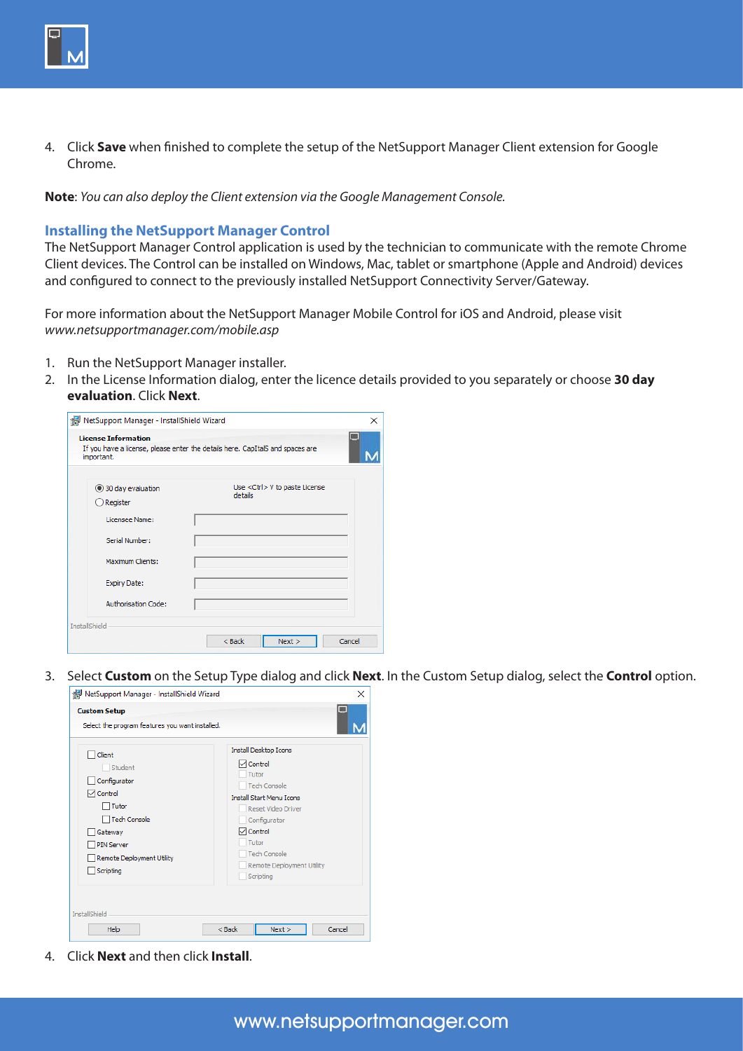4. Click **Save** when finished to complete the setup of the NetSupport Manager Client extension for Google Chrome.

**Note**: *You can also deploy the Client extension via the Google Management Console.*

### Installing the NetSupport Manager Control

The NetSupport Manager Control application is used by the technician to communicate with the remote Chrome Client devices. The Control can be installed on Windows, Mac, tablet or smartphone (Apple and Android) devices and configured to connect to the previously installed NetSupport Connectivity Server/Gateway.

For more information about the NetSupport Manager Mobile Control for iOS and Android, please visit *www.netsupportmanager.com/mobile.asp*

1. Run the NetSupport Manager installer.
2. In the License Information dialog, enter the licence details provided to you separately or choose **30 day evaluation**. Click **Next**.
3. Select **Custom** on the Setup Type dialog and click **Next**. In the Custom Setup dialog, select the **Control** option.
4. Click **Next** and then click **Install**.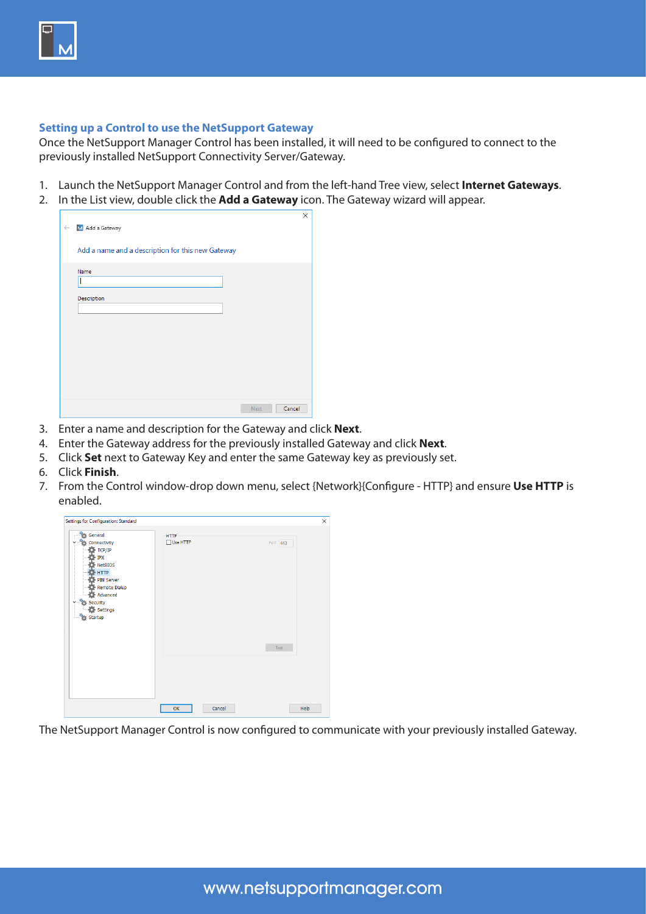### Setting up a Control to use the NetSupport Gateway

Once the NetSupport Manager Control has been installed, it will need to be configured to connect to the previously installed NetSupport Connectivity Server/Gateway.

1. Launch the NetSupport Manager Control and from the left-hand Tree view, select **Internet Gateways**.
2. In the List view, double click the **Add a Gateway** icon. The Gateway wizard will appear.
3. Enter a name and description for the Gateway and click **Next**.
4. Enter the Gateway address for the previously installed Gateway and click **Next**.
5. Click **Set** next to Gateway Key and enter the same Gateway key as previously set.
6. Click **Finish**.
7. From the Control window-drop down menu, select {Network}{Configure - HTTP} and ensure **Use HTTP** is enabled.

The NetSupport Manager Control is now configured to communicate with your previously installed Gateway.